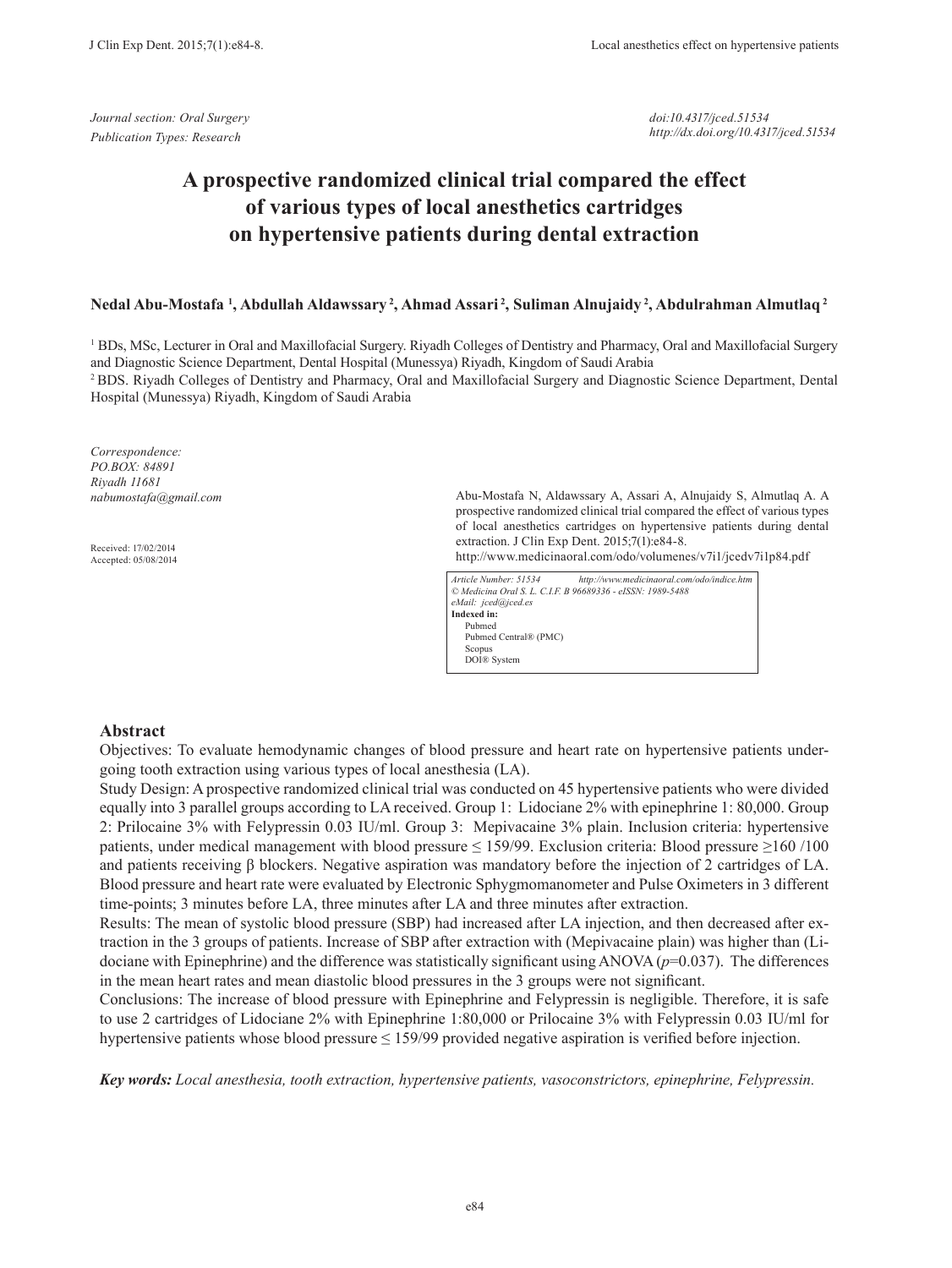*Journal section: Oral Surgery*
*Publication Types: Research*

*doi:10.4317/jced.51534*
*http://dx.doi.org/10.4317/jced.51534*

# A prospective randomized clinical trial compared the effect of various types of local anesthetics cartridges on hypertensive patients during dental extraction

**Nedal Abu-Mostafa [1], Abdullah Aldawssary [2], Ahmad Assari [2], Suliman Alnujaidy [2], Abdulrahman Almutlaq [2]**

[1] BDs, MSc, Lecturer in Oral and Maxillofacial Surgery. Riyadh Colleges of Dentistry and Pharmacy, Oral and Maxillofacial Surgery and Diagnostic Science Department, Dental Hospital (Munessya) Riyadh, Kingdom of Saudi Arabia
[2] BDS. Riyadh Colleges of Dentistry and Pharmacy, Oral and Maxillofacial Surgery and Diagnostic Science Department, Dental Hospital (Munessya) Riyadh, Kingdom of Saudi Arabia

*Correspondence:*
*PO.BOX: 84891*
*Riyadh 11681*
*nabumostafa@gmail.com*

Received: 17/02/2014
Accepted: 05/08/2014

Abu-Mostafa N, Aldawssary A, Assari A, Alnujaidy S, Almutlaq A. A prospective randomized clinical trial compared the effect of various types of local anesthetics cartridges on hypertensive patients during dental extraction. J Clin Exp Dent. 2015;7(1):e84-8.
http://www.medicinaoral.com/odo/volumenes/v7i1/jcedv7i1p84.pdf

*Article Number: 51534 http://www.medicinaoral.com/odo/indice.htm*
*© Medicina Oral S. L. C.I.F. B 96689336 - eISSN: 1989-5488*
*eMail: jced@jced.es*
**Indexed in:**
Pubmed
Pubmed Central® (PMC)
Scopus
DOI® System

## Abstract

Objectives: To evaluate hemodynamic changes of blood pressure and heart rate on hypertensive patients undergoing tooth extraction using various types of local anesthesia (LA).

Study Design: A prospective randomized clinical trial was conducted on 45 hypertensive patients who were divided equally into 3 parallel groups according to LA received. Group 1: Lidociane 2% with epinephrine 1: 80,000. Group 2: Prilocaine 3% with Felypressin 0.03 IU/ml. Group 3: Mepivacaine 3% plain. Inclusion criteria: hypertensive patients, under medical management with blood pressure ≤ 159/99. Exclusion criteria: Blood pressure ≥160 /100 and patients receiving β blockers. Negative aspiration was mandatory before the injection of 2 cartridges of LA. Blood pressure and heart rate were evaluated by Electronic Sphygmomanometer and Pulse Oximeters in 3 different time-points; 3 minutes before LA, three minutes after LA and three minutes after extraction.

Results: The mean of systolic blood pressure (SBP) had increased after LA injection, and then decreased after extraction in the 3 groups of patients. Increase of SBP after extraction with (Mepivacaine plain) was higher than (Lidociane with Epinephrine) and the difference was statistically significant using ANOVA ($p$=0.037). The differences in the mean heart rates and mean diastolic blood pressures in the 3 groups were not significant.

Conclusions: The increase of blood pressure with Epinephrine and Felypressin is negligible. Therefore, it is safe to use 2 cartridges of Lidociane 2% with Epinephrine 1:80,000 or Prilocaine 3% with Felypressin 0.03 IU/ml for hypertensive patients whose blood pressure ≤ 159/99 provided negative aspiration is verified before injection.

***Key words:*** *Local anesthesia, tooth extraction, hypertensive patients, vasoconstrictors, epinephrine, Felypressin.*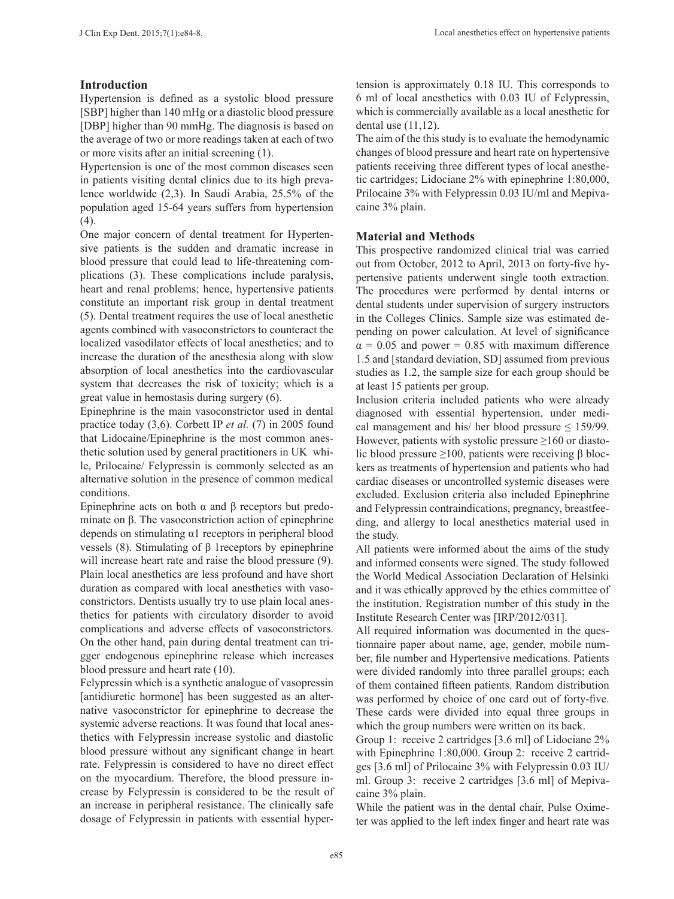## Introduction

Hypertension is defined as a systolic blood pressure [SBP] higher than 140 mHg or a diastolic blood pressure [DBP] higher than 90 mmHg. The diagnosis is based on the average of two or more readings taken at each of two or more visits after an initial screening (1).

Hypertension is one of the most common diseases seen in patients visiting dental clinics due to its high prevalence worldwide (2,3). In Saudi Arabia, 25.5% of the population aged 15-64 years suffers from hypertension (4).

One major concern of dental treatment for Hypertensive patients is the sudden and dramatic increase in blood pressure that could lead to life-threatening complications (3). These complications include paralysis, heart and renal problems; hence, hypertensive patients constitute an important risk group in dental treatment (5). Dental treatment requires the use of local anesthetic agents combined with vasoconstrictors to counteract the localized vasodilator effects of local anesthetics; and to increase the duration of the anesthesia along with slow absorption of local anesthetics into the cardiovascular system that decreases the risk of toxicity; which is a great value in hemostasis during surgery (6).

Epinephrine is the main vasoconstrictor used in dental practice today (3,6). Corbett IP *et al.* (7) in 2005 found that Lidocaine/Epinephrine is the most common anesthetic solution used by general practitioners in UK while, Prilocaine/ Felypressin is commonly selected as an alternative solution in the presence of common medical conditions.

Epinephrine acts on both α and β receptors but predominate on β. The vasoconstriction action of epinephrine depends on stimulating α1 receptors in peripheral blood vessels (8). Stimulating of β 1receptors by epinephrine will increase heart rate and raise the blood pressure (9). Plain local anesthetics are less profound and have short duration as compared with local anesthetics with vasoconstrictors. Dentists usually try to use plain local anesthetics for patients with circulatory disorder to avoid complications and adverse effects of vasoconstrictors. On the other hand, pain during dental treatment can trigger endogenous epinephrine release which increases blood pressure and heart rate (10).

Felypressin which is a synthetic analogue of vasopressin [antidiuretic hormone] has been suggested as an alternative vasoconstrictor for epinephrine to decrease the systemic adverse reactions. It was found that local anesthetics with Felypressin increase systolic and diastolic blood pressure without any significant change in heart rate. Felypressin is considered to have no direct effect on the myocardium. Therefore, the blood pressure increase by Felypressin is considered to be the result of an increase in peripheral resistance. The clinically safe dosage of Felypressin in patients with essential hypertension is approximately 0.18 IU. This corresponds to 6 ml of local anesthetics with 0.03 IU of Felypressin, which is commercially available as a local anesthetic for dental use (11,12).

The aim of the this study is to evaluate the hemodynamic changes of blood pressure and heart rate on hypertensive patients receiving three different types of local anesthetic cartridges; Lidociane 2% with epinephrine 1:80,000, Prilocaine 3% with Felypressin 0.03 IU/ml and Mepivacaine 3% plain.

## Material and Methods

This prospective randomized clinical trial was carried out from October, 2012 to April, 2013 on forty-five hypertensive patients underwent single tooth extraction. The procedures were performed by dental interns or dental students under supervision of surgery instructors in the Colleges Clinics. Sample size was estimated depending on power calculation. At level of significance $\alpha = 0.05$ and power = 0.85 with maximum difference 1.5 and [standard deviation, SD] assumed from previous studies as 1.2, the sample size for each group should be at least 15 patients per group.

Inclusion criteria included patients who were already diagnosed with essential hypertension, under medical management and his/ her blood pressure ≤ 159/99. However, patients with systolic pressure ≥160 or diastolic blood pressure ≥100, patients were receiving β blockers as treatments of hypertension and patients who had cardiac diseases or uncontrolled systemic diseases were excluded. Exclusion criteria also included Epinephrine and Felypressin contraindications, pregnancy, breastfeeding, and allergy to local anesthetics material used in the study.

All patients were informed about the aims of the study and informed consents were signed. The study followed the World Medical Association Declaration of Helsinki and it was ethically approved by the ethics committee of the institution. Registration number of this study in the Institute Research Center was [IRP/2012/031].

All required information was documented in the questionnaire paper about name, age, gender, mobile number, file number and Hypertensive medications. Patients were divided randomly into three parallel groups; each of them contained fifteen patients. Random distribution was performed by choice of one card out of forty-five. These cards were divided into equal three groups in which the group numbers were written on its back.

Group 1: receive 2 cartridges [3.6 ml] of Lidociane 2% with Epinephrine 1:80,000. Group 2: receive 2 cartridges [3.6 ml] of Prilocaine 3% with Felypressin 0.03 IU/ml. Group 3: receive 2 cartridges [3.6 ml] of Mepivacaine 3% plain.

While the patient was in the dental chair, Pulse Oximeter was applied to the left index finger and heart rate was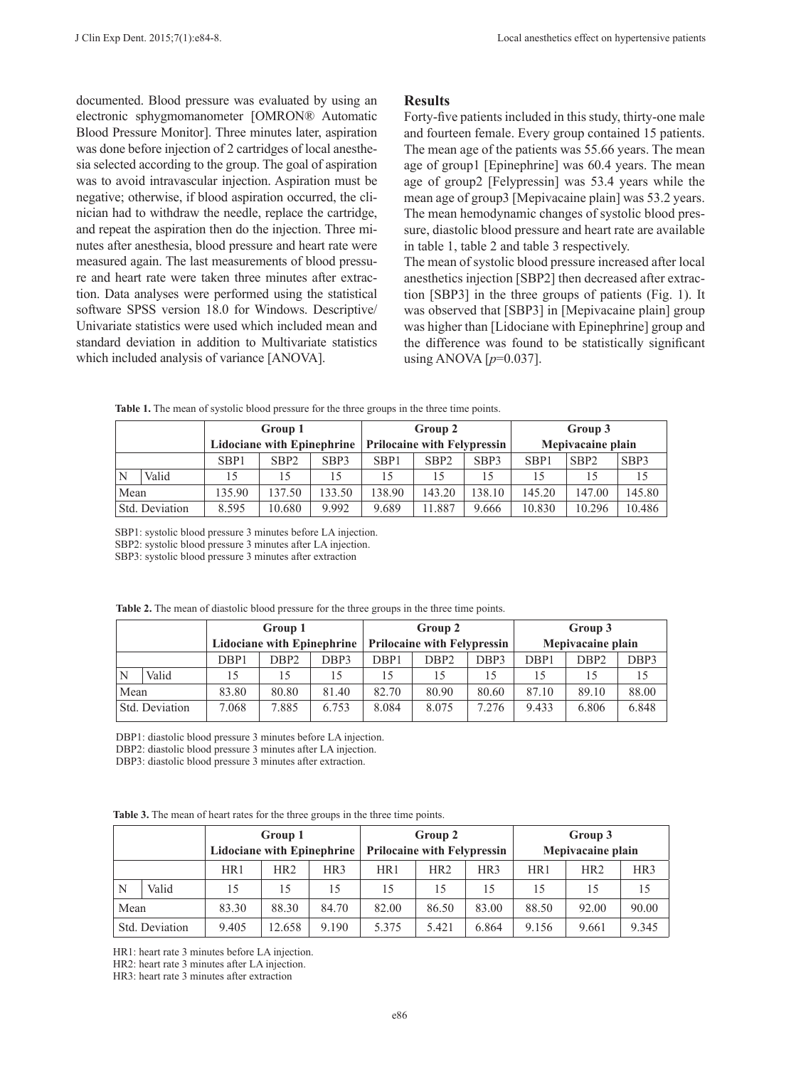documented. Blood pressure was evaluated by using an electronic sphygmomanometer [OMRON® Automatic Blood Pressure Monitor]. Three minutes later, aspiration was done before injection of 2 cartridges of local anesthesia selected according to the group. The goal of aspiration was to avoid intravascular injection. Aspiration must be negative; otherwise, if blood aspiration occurred, the clinician had to withdraw the needle, replace the cartridge, and repeat the aspiration then do the injection. Three minutes after anesthesia, blood pressure and heart rate were measured again. The last measurements of blood pressure and heart rate were taken three minutes after extraction. Data analyses were performed using the statistical software SPSS version 18.0 for Windows. Descriptive/Univariate statistics were used which included mean and standard deviation in addition to Multivariate statistics which included analysis of variance [ANOVA].

## Results

Forty-five patients included in this study, thirty-one male and fourteen female. Every group contained 15 patients. The mean age of the patients was 55.66 years. The mean age of group1 [Epinephrine] was 60.4 years. The mean age of group2 [Felypressin] was 53.4 years while the mean age of group3 [Mepivacaine plain] was 53.2 years. The mean hemodynamic changes of systolic blood pressure, diastolic blood pressure and heart rate are available in table 1, table 2 and table 3 respectively.

The mean of systolic blood pressure increased after local anesthetics injection [SBP2] then decreased after extraction [SBP3] in the three groups of patients (Fig. 1). It was observed that [SBP3] in [Mepivacaine plain] group was higher than [Lidociane with Epinephrine] group and the difference was found to be statistically significant using ANOVA [$p$=0.037].

**Table 1.** The mean of systolic blood pressure for the three groups in the three time points.

| | | Group 1 Lidociane with Epinephrine | | | Group 2 Prilocaine with Felypressin | | | Group 3 Mepivacaine plain | | |
|---|---|---|---|---|---|---|---|---|---|---|
| | | SBP1 | SBP2 | SBP3 | SBP1 | SBP2 | SBP3 | SBP1 | SBP2 | SBP3 |
| N | Valid | 15 | 15 | 15 | 15 | 15 | 15 | 15 | 15 | 15 |
| Mean | | 135.90 | 137.50 | 133.50 | 138.90 | 143.20 | 138.10 | 145.20 | 147.00 | 145.80 |
| Std. Deviation | | 8.595 | 10.680 | 9.992 | 9.689 | 11.887 | 9.666 | 10.830 | 10.296 | 10.486 |

SBP1: systolic blood pressure 3 minutes before LA injection.
SBP2: systolic blood pressure 3 minutes after LA injection.
SBP3: systolic blood pressure 3 minutes after extraction

**Table 2.** The mean of diastolic blood pressure for the three groups in the three time points.

| | | Group 1 Lidociane with Epinephrine | | | Group 2 Prilocaine with Felypressin | | | Group 3 Mepivacaine plain | | |
|---|---|---|---|---|---|---|---|---|---|---|
| | | DBP1 | DBP2 | DBP3 | DBP1 | DBP2 | DBP3 | DBP1 | DBP2 | DBP3 |
| N | Valid | 15 | 15 | 15 | 15 | 15 | 15 | 15 | 15 | 15 |
| Mean | | 83.80 | 80.80 | 81.40 | 82.70 | 80.90 | 80.60 | 87.10 | 89.10 | 88.00 |
| Std. Deviation | | 7.068 | 7.885 | 6.753 | 8.084 | 8.075 | 7.276 | 9.433 | 6.806 | 6.848 |

DBP1: diastolic blood pressure 3 minutes before LA injection.
DBP2: diastolic blood pressure 3 minutes after LA injection.
DBP3: diastolic blood pressure 3 minutes after extraction.

**Table 3.** The mean of heart rates for the three groups in the three time points.

| | | Group 1 Lidociane with Epinephrine | | | Group 2 Prilocaine with Felypressin | | | Group 3 Mepivacaine plain | | |
|---|---|---|---|---|---|---|---|---|---|---|
| | | HR1 | HR2 | HR3 | HR1 | HR2 | HR3 | HR1 | HR2 | HR3 |
| N | Valid | 15 | 15 | 15 | 15 | 15 | 15 | 15 | 15 | 15 |
| Mean | | 83.30 | 88.30 | 84.70 | 82.00 | 86.50 | 83.00 | 88.50 | 92.00 | 90.00 |
| Std. Deviation | | 9.405 | 12.658 | 9.190 | 5.375 | 5.421 | 6.864 | 9.156 | 9.661 | 9.345 |

HR1: heart rate 3 minutes before LA injection.
HR2: heart rate 3 minutes after LA injection.
HR3: heart rate 3 minutes after extraction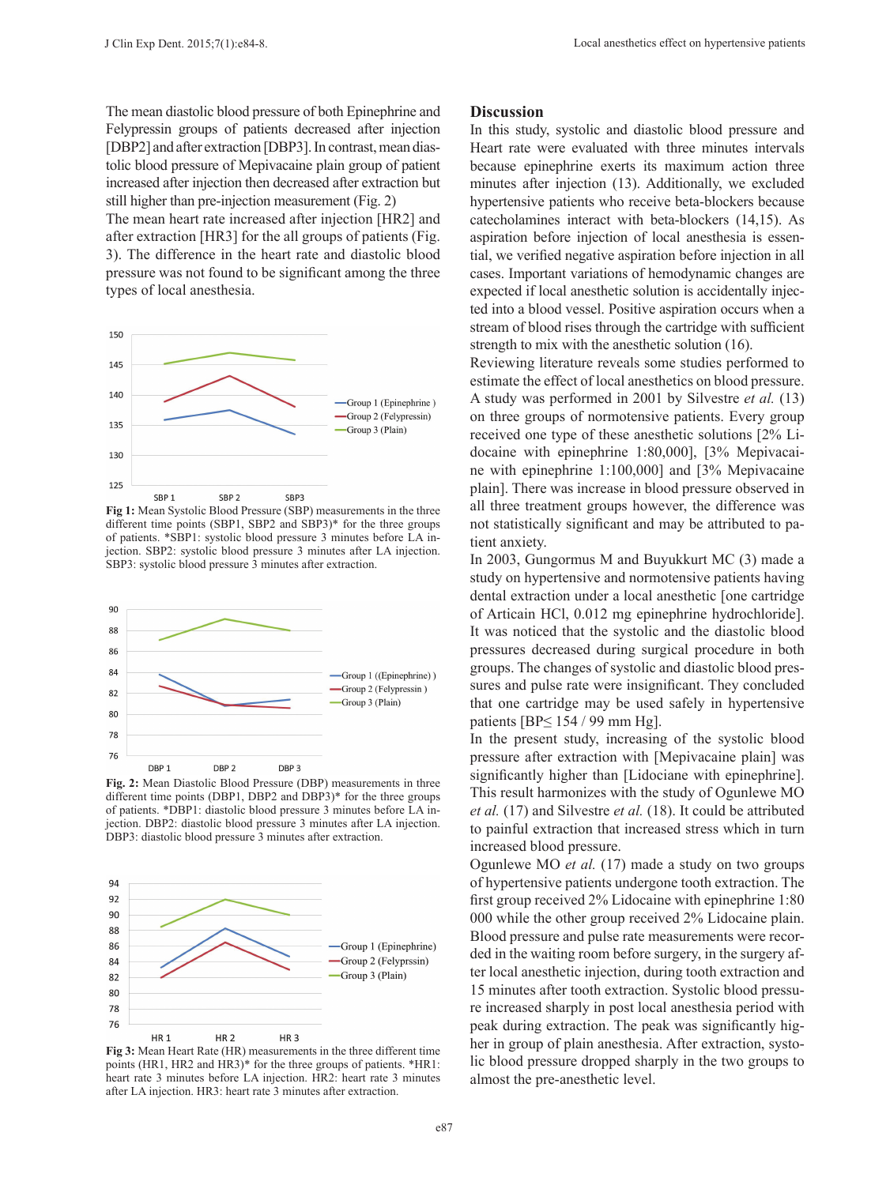The mean diastolic blood pressure of both Epinephrine and Felypressin groups of patients decreased after injection [DBP2] and after extraction [DBP3]. In contrast, mean diastolic blood pressure of Mepivacaine plain group of patient increased after injection then decreased after extraction but still higher than pre-injection measurement (Fig. 2)

The mean heart rate increased after injection [HR2] and after extraction [HR3] for the all groups of patients (Fig. 3). The difference in the heart rate and diastolic blood pressure was not found to be significant among the three types of local anesthesia.

**Fig 1:** Mean Systolic Blood Pressure (SBP) measurements in the three different time points (SBP1, SBP2 and SBP3)* for the three groups of patients. *SBP1: systolic blood pressure 3 minutes before LA injection. SBP2: systolic blood pressure 3 minutes after LA injection. SBP3: systolic blood pressure 3 minutes after extraction.

**Fig. 2:** Mean Diastolic Blood Pressure (DBP) measurements in three different time points (DBP1, DBP2 and DBP3)* for the three groups of patients. *DBP1: diastolic blood pressure 3 minutes before LA injection. DBP2: diastolic blood pressure 3 minutes after LA injection. DBP3: diastolic blood pressure 3 minutes after extraction.

**Fig 3:** Mean Heart Rate (HR) measurements in the three different time points (HR1, HR2 and HR3)* for the three groups of patients. *HR1: heart rate 3 minutes before LA injection. HR2: heart rate 3 minutes after LA injection. HR3: heart rate 3 minutes after extraction.

## Discussion

In this study, systolic and diastolic blood pressure and Heart rate were evaluated with three minutes intervals because epinephrine exerts its maximum action three minutes after injection (13). Additionally, we excluded hypertensive patients who receive beta-blockers because catecholamines interact with beta-blockers (14,15). As aspiration before injection of local anesthesia is essential, we verified negative aspiration before injection in all cases. Important variations of hemodynamic changes are expected if local anesthetic solution is accidentally injected into a blood vessel. Positive aspiration occurs when a stream of blood rises through the cartridge with sufficient strength to mix with the anesthetic solution (16).

Reviewing literature reveals some studies performed to estimate the effect of local anesthetics on blood pressure. A study was performed in 2001 by Silvestre *et al.* (13) on three groups of normotensive patients. Every group received one type of these anesthetic solutions [2% Lidocaine with epinephrine 1:80,000], [3% Mepivacaine with epinephrine 1:100,000] and [3% Mepivacaine plain]. There was increase in blood pressure observed in all three treatment groups however, the difference was not statistically significant and may be attributed to patient anxiety.

In 2003, Gungormus M and Buyukkurt MC (3) made a study on hypertensive and normotensive patients having dental extraction under a local anesthetic [one cartridge of Articain HCl, 0.012 mg epinephrine hydrochloride]. It was noticed that the systolic and the diastolic blood pressures decreased during surgical procedure in both groups. The changes of systolic and diastolic blood pressures and pulse rate were insignificant. They concluded that one cartridge may be used safely in hypertensive patients [BP≤ 154 / 99 mm Hg].

In the present study, increasing of the systolic blood pressure after extraction with [Mepivacaine plain] was significantly higher than [Lidociane with epinephrine]. This result harmonizes with the study of Ogunlewe MO *et al.* (17) and Silvestre *et al.* (18). It could be attributed to painful extraction that increased stress which in turn increased blood pressure.

Ogunlewe MO *et al.* (17) made a study on two groups of hypertensive patients undergone tooth extraction. The first group received 2% Lidocaine with epinephrine 1:80 000 while the other group received 2% Lidocaine plain. Blood pressure and pulse rate measurements were recorded in the waiting room before surgery, in the surgery after local anesthetic injection, during tooth extraction and 15 minutes after tooth extraction. Systolic blood pressure increased sharply in post local anesthesia period with peak during extraction. The peak was significantly higher in group of plain anesthesia. After extraction, systolic blood pressure dropped sharply in the two groups to almost the pre-anesthetic level.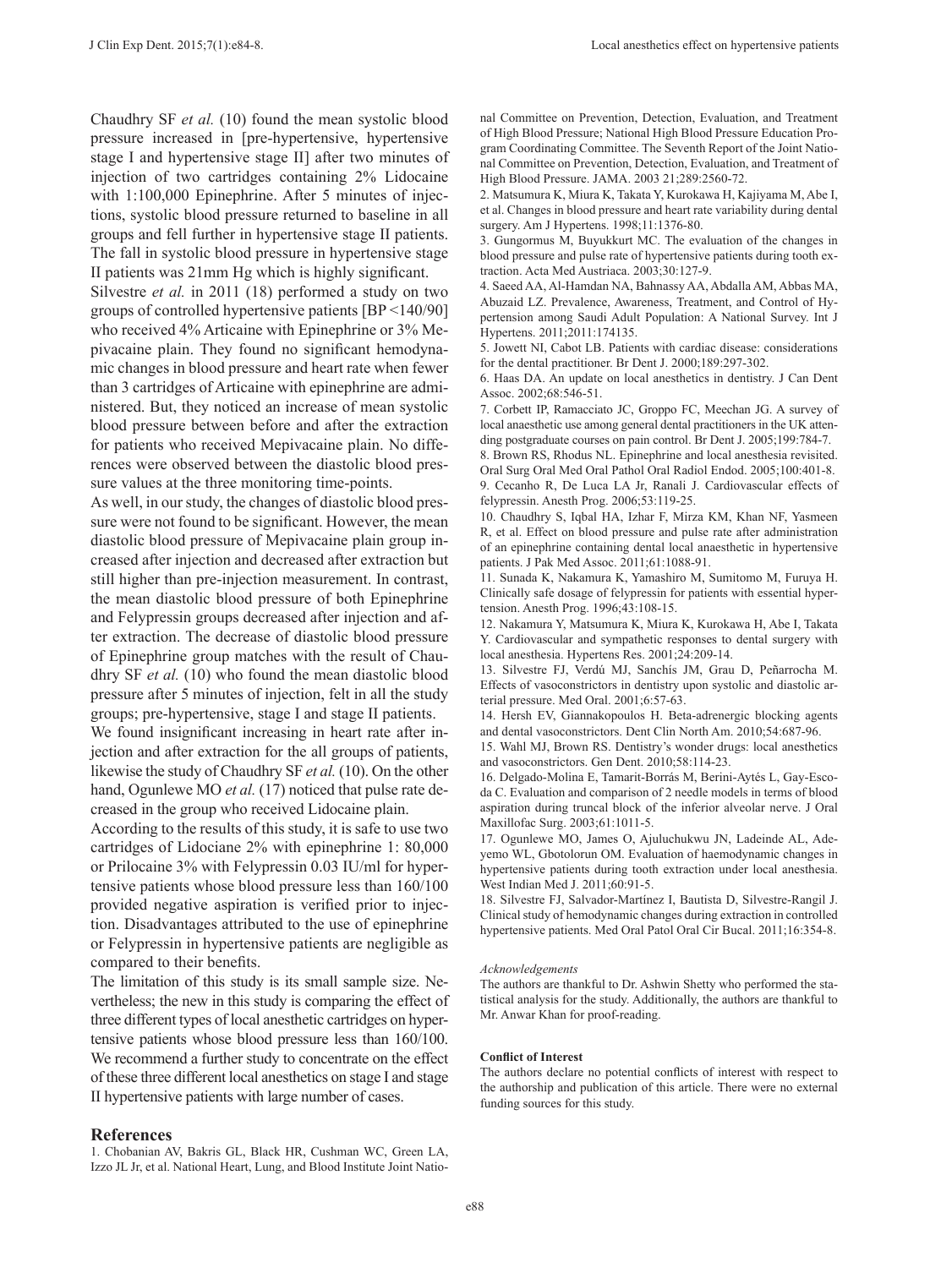Chaudhry SF *et al.* (10) found the mean systolic blood pressure increased in [pre-hypertensive, hypertensive stage I and hypertensive stage II] after two minutes of injection of two cartridges containing 2% Lidocaine with 1:100,000 Epinephrine. After 5 minutes of injections, systolic blood pressure returned to baseline in all groups and fell further in hypertensive stage II patients. The fall in systolic blood pressure in hypertensive stage II patients was 21mm Hg which is highly significant.

Silvestre *et al.* in 2011 (18) performed a study on two groups of controlled hypertensive patients [BP <140/90] who received 4% Articaine with Epinephrine or 3% Mepivacaine plain. They found no significant hemodynamic changes in blood pressure and heart rate when fewer than 3 cartridges of Articaine with epinephrine are administered. But, they noticed an increase of mean systolic blood pressure between before and after the extraction for patients who received Mepivacaine plain. No differences were observed between the diastolic blood pressure values at the three monitoring time-points.

As well, in our study, the changes of diastolic blood pressure were not found to be significant. However, the mean diastolic blood pressure of Mepivacaine plain group increased after injection and decreased after extraction but still higher than pre-injection measurement. In contrast, the mean diastolic blood pressure of both Epinephrine and Felypressin groups decreased after injection and after extraction. The decrease of diastolic blood pressure of Epinephrine group matches with the result of Chaudhry SF *et al.* (10) who found the mean diastolic blood pressure after 5 minutes of injection, felt in all the study groups; pre-hypertensive, stage I and stage II patients.

We found insignificant increasing in heart rate after injection and after extraction for the all groups of patients, likewise the study of Chaudhry SF *et al.* (10). On the other hand, Ogunlewe MO *et al.* (17) noticed that pulse rate decreased in the group who received Lidocaine plain.

According to the results of this study, it is safe to use two cartridges of Lidociane 2% with epinephrine 1: 80,000 or Prilocaine 3% with Felypressin 0.03 IU/ml for hypertensive patients whose blood pressure less than 160/100 provided negative aspiration is verified prior to injection. Disadvantages attributed to the use of epinephrine or Felypressin in hypertensive patients are negligible as compared to their benefits.

The limitation of this study is its small sample size. Nevertheless; the new in this study is comparing the effect of three different types of local anesthetic cartridges on hypertensive patients whose blood pressure less than 160/100. We recommend a further study to concentrate on the effect of these three different local anesthetics on stage I and stage II hypertensive patients with large number of cases.

## References

1. Chobanian AV, Bakris GL, Black HR, Cushman WC, Green LA, Izzo JL Jr, et al. National Heart, Lung, and Blood Institute Joint National Committee on Prevention, Detection, Evaluation, and Treatment of High Blood Pressure; National High Blood Pressure Education Program Coordinating Committee. The Seventh Report of the Joint National Committee on Prevention, Detection, Evaluation, and Treatment of High Blood Pressure. JAMA. 2003 21;289:2560-72.
2. Matsumura K, Miura K, Takata Y, Kurokawa H, Kajiyama M, Abe I, et al. Changes in blood pressure and heart rate variability during dental surgery. Am J Hypertens. 1998;11:1376-80.
3. Gungormus M, Buyukkurt MC. The evaluation of the changes in blood pressure and pulse rate of hypertensive patients during tooth extraction. Acta Med Austriaca. 2003;30:127-9.
4. Saeed AA, Al-Hamdan NA, Bahnassy AA, Abdalla AM, Abbas MA, Abuzaid LZ. Prevalence, Awareness, Treatment, and Control of Hypertension among Saudi Adult Population: A National Survey. Int J Hypertens. 2011;2011:174135.
5. Jowett NI, Cabot LB. Patients with cardiac disease: considerations for the dental practitioner. Br Dent J. 2000;189:297-302.
6. Haas DA. An update on local anesthetics in dentistry. J Can Dent Assoc. 2002;68:546-51.
7. Corbett IP, Ramacciato JC, Groppo FC, Meechan JG. A survey of local anaesthetic use among general dental practitioners in the UK attending postgraduate courses on pain control. Br Dent J. 2005;199:784-7.
8. Brown RS, Rhodus NL. Epinephrine and local anesthesia revisited. Oral Surg Oral Med Oral Pathol Oral Radiol Endod. 2005;100:401-8.
9. Cecanho R, De Luca LA Jr, Ranali J. Cardiovascular effects of felypressin. Anesth Prog. 2006;53:119-25.
10. Chaudhry S, Iqbal HA, Izhar F, Mirza KM, Khan NF, Yasmeen R, et al. Effect on blood pressure and pulse rate after administration of an epinephrine containing dental local anaesthetic in hypertensive patients. J Pak Med Assoc. 2011;61:1088-91.
11. Sunada K, Nakamura K, Yamashiro M, Sumitomo M, Furuya H. Clinically safe dosage of felypressin for patients with essential hypertension. Anesth Prog. 1996;43:108-15.
12. Nakamura Y, Matsumura K, Miura K, Kurokawa H, Abe I, Takata Y. Cardiovascular and sympathetic responses to dental surgery with local anesthesia. Hypertens Res. 2001;24:209-14.
13. Silvestre FJ, Verdú MJ, Sanchís JM, Grau D, Peñarrocha M. Effects of vasoconstrictors in dentistry upon systolic and diastolic arterial pressure. Med Oral. 2001;6:57-63.
14. Hersh EV, Giannakopoulos H. Beta-adrenergic blocking agents and dental vasoconstrictors. Dent Clin North Am. 2010;54:687-96.
15. Wahl MJ, Brown RS. Dentistry's wonder drugs: local anesthetics and vasoconstrictors. Gen Dent. 2010;58:114-23.
16. Delgado-Molina E, Tamarit-Borrás M, Berini-Aytés L, Gay-Escoda C. Evaluation and comparison of 2 needle models in terms of blood aspiration during truncal block of the inferior alveolar nerve. J Oral Maxillofac Surg. 2003;61:1011-5.
17. Ogunlewe MO, James O, Ajuluchukwu JN, Ladeinde AL, Adeyemo WL, Gbotolorun OM. Evaluation of haemodynamic changes in hypertensive patients during tooth extraction under local anesthesia. West Indian Med J. 2011;60:91-5.
18. Silvestre FJ, Salvador-Martínez I, Bautista D, Silvestre-Rangil J. Clinical study of hemodynamic changes during extraction in controlled hypertensive patients. Med Oral Patol Oral Cir Bucal. 2011;16:354-8.

#### *Acknowledgements*

The authors are thankful to Dr. Ashwin Shetty who performed the statistical analysis for the study. Additionally, the authors are thankful to Mr. Anwar Khan for proof-reading.

#### Conflict of Interest

The authors declare no potential conflicts of interest with respect to the authorship and publication of this article. There were no external funding sources for this study.